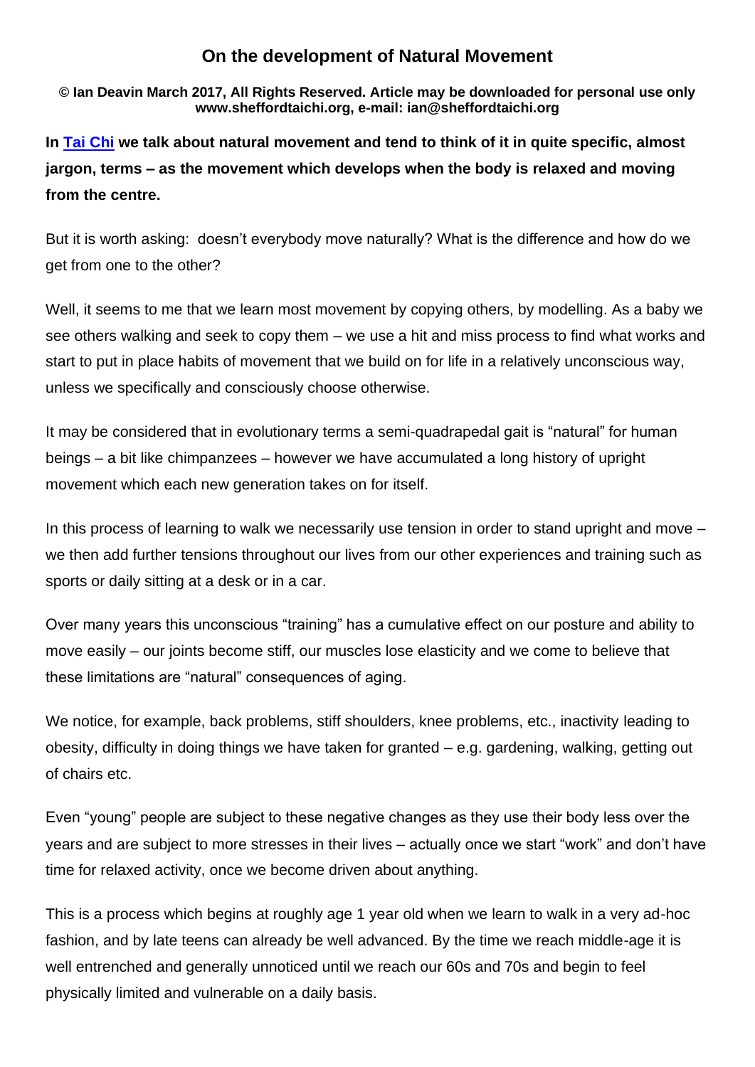# On the development of Natural Movement

**© Ian Deavin March 2017, All Rights Reserved. Article may be downloaded for personal use only www.sheffordtaichi.org, e-mail: ian@sheffordtaichi.org**

**In Tai Chi we talk about natural movement and tend to think of it in quite specific, almost jargon, terms – as the movement which develops when the body is relaxed and moving from the centre.**

But it is worth asking: doesn't everybody move naturally? What is the difference and how do we get from one to the other?

Well, it seems to me that we learn most movement by copying others, by modelling. As a baby we see others walking and seek to copy them – we use a hit and miss process to find what works and start to put in place habits of movement that we build on for life in a relatively unconscious way, unless we specifically and consciously choose otherwise.

It may be considered that in evolutionary terms a semi-quadrapedal gait is "natural" for human beings – a bit like chimpanzees – however we have accumulated a long history of upright movement which each new generation takes on for itself.

In this process of learning to walk we necessarily use tension in order to stand upright and move – we then add further tensions throughout our lives from our other experiences and training such as sports or daily sitting at a desk or in a car.

Over many years this unconscious "training" has a cumulative effect on our posture and ability to move easily – our joints become stiff, our muscles lose elasticity and we come to believe that these limitations are "natural" consequences of aging.

We notice, for example, back problems, stiff shoulders, knee problems, etc., inactivity leading to obesity, difficulty in doing things we have taken for granted – e.g. gardening, walking, getting out of chairs etc.

Even "young" people are subject to these negative changes as they use their body less over the years and are subject to more stresses in their lives – actually once we start "work" and don't have time for relaxed activity, once we become driven about anything.

This is a process which begins at roughly age 1 year old when we learn to walk in a very ad-hoc fashion, and by late teens can already be well advanced. By the time we reach middle-age it is well entrenched and generally unnoticed until we reach our 60s and 70s and begin to feel physically limited and vulnerable on a daily basis.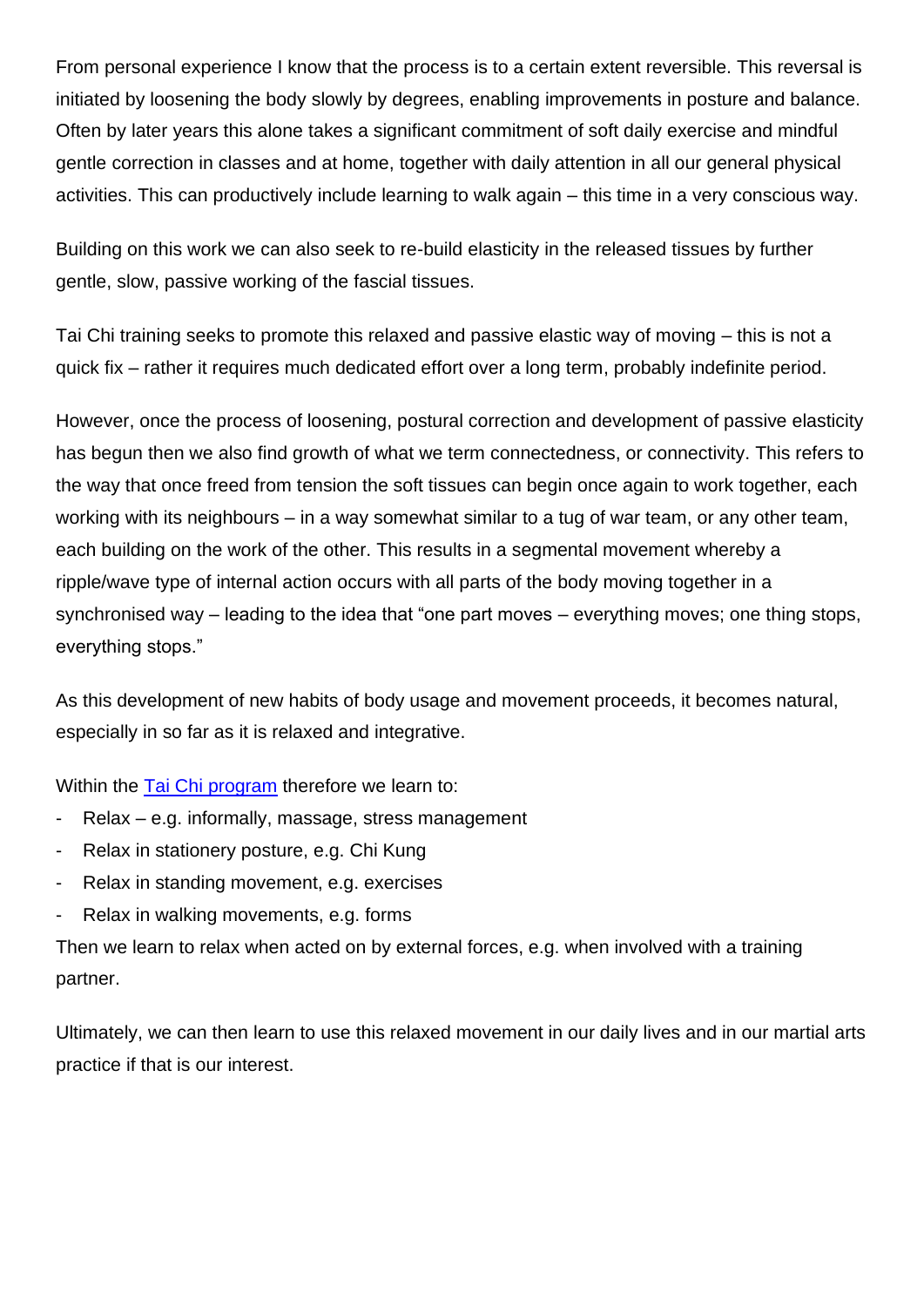From personal experience I know that the process is to a certain extent reversible. This reversal is initiated by loosening the body slowly by degrees, enabling improvements in posture and balance. Often by later years this alone takes a significant commitment of soft daily exercise and mindful gentle correction in classes and at home, together with daily attention in all our general physical activities. This can productively include learning to walk again – this time in a very conscious way.

Building on this work we can also seek to re-build elasticity in the released tissues by further gentle, slow, passive working of the fascial tissues.

Tai Chi training seeks to promote this relaxed and passive elastic way of moving – this is not a quick fix – rather it requires much dedicated effort over a long term, probably indefinite period.

However, once the process of loosening, postural correction and development of passive elasticity has begun then we also find growth of what we term connectedness, or connectivity. This refers to the way that once freed from tension the soft tissues can begin once again to work together, each working with its neighbours – in a way somewhat similar to a tug of war team, or any other team, each building on the work of the other. This results in a segmental movement whereby a ripple/wave type of internal action occurs with all parts of the body moving together in a synchronised way – leading to the idea that "one part moves – everything moves; one thing stops, everything stops."

As this development of new habits of body usage and movement proceeds, it becomes natural, especially in so far as it is relaxed and integrative.

Within the [Tai Chi program] therefore we learn to:

- Relax – e.g. informally, massage, stress management
- Relax in stationery posture, e.g. Chi Kung
- Relax in standing movement, e.g. exercises
- Relax in walking movements, e.g. forms

Then we learn to relax when acted on by external forces, e.g. when involved with a training partner.

Ultimately, we can then learn to use this relaxed movement in our daily lives and in our martial arts practice if that is our interest.